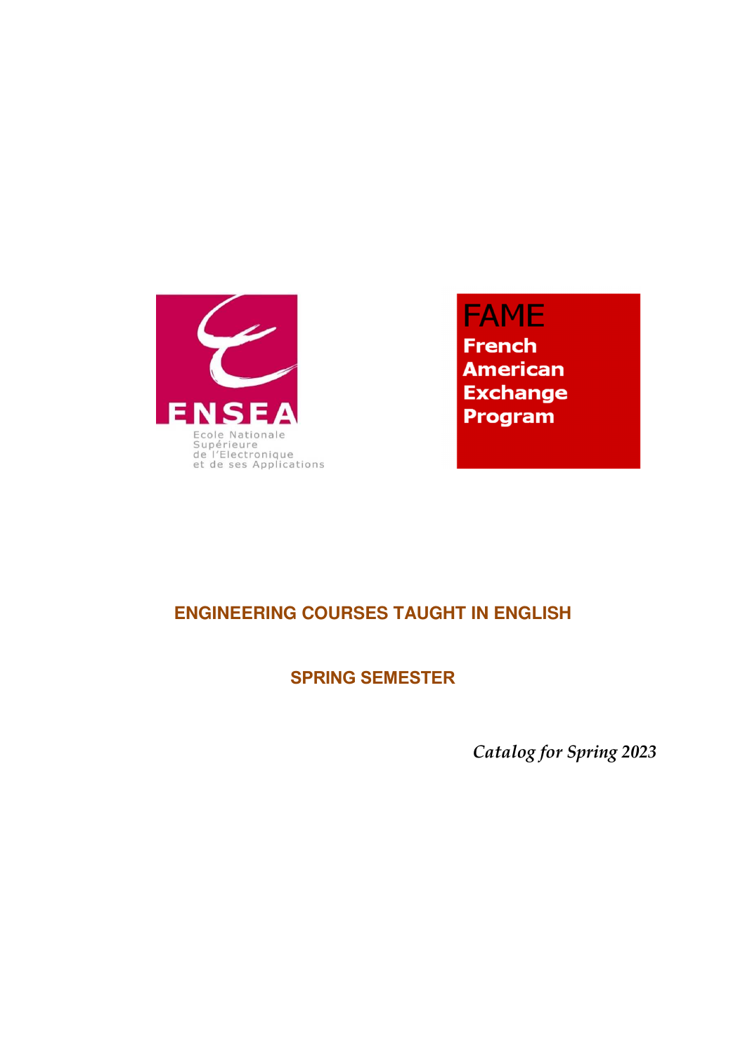ENSEA

Ecole Nationale Supérieure de l'Electronique et de ses Applications

FAME

French American Exchange Program

# ENGINEERING COURSES TAUGHT IN ENGLISH

## SPRING SEMESTER

*Catalog for Spring 2023*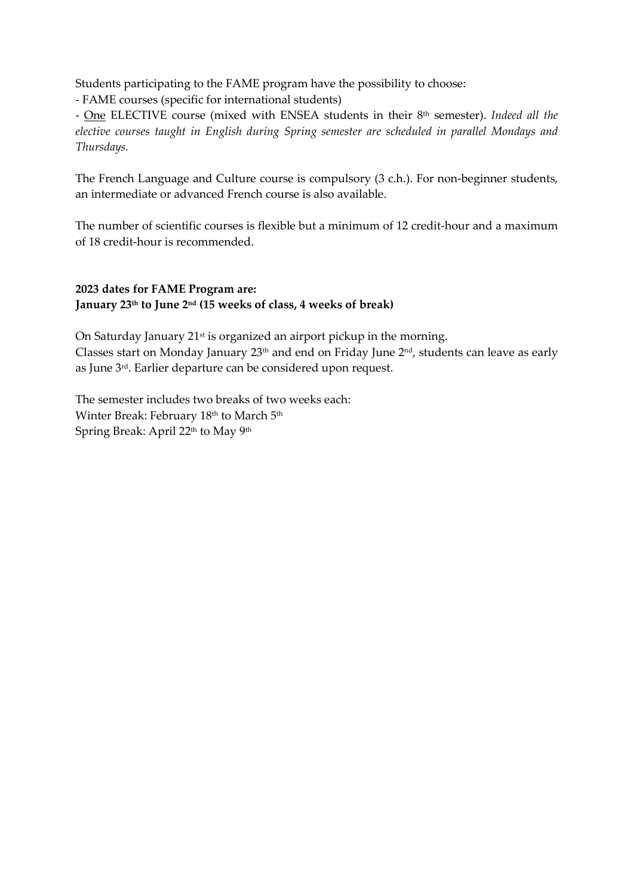Students participating to the FAME program have the possibility to choose:

- FAME courses (specific for international students)
- One ELECTIVE course (mixed with ENSEA students in their 8th semester). *Indeed all the elective courses taught in English during Spring semester are scheduled in parallel Mondays and Thursdays.*

The French Language and Culture course is compulsory (3 c.h.). For non-beginner students, an intermediate or advanced French course is also available.

The number of scientific courses is flexible but a minimum of 12 credit-hour and a maximum of 18 credit-hour is recommended.

**2023 dates for FAME Program are:**
**January 23th to June 2nd (15 weeks of class, 4 weeks of break)**

On Saturday January 21st is organized an airport pickup in the morning.
Classes start on Monday January 23th and end on Friday June 2nd, students can leave as early as June 3rd. Earlier departure can be considered upon request.

The semester includes two breaks of two weeks each:
Winter Break: February 18th to March 5th
Spring Break: April 22th to May 9th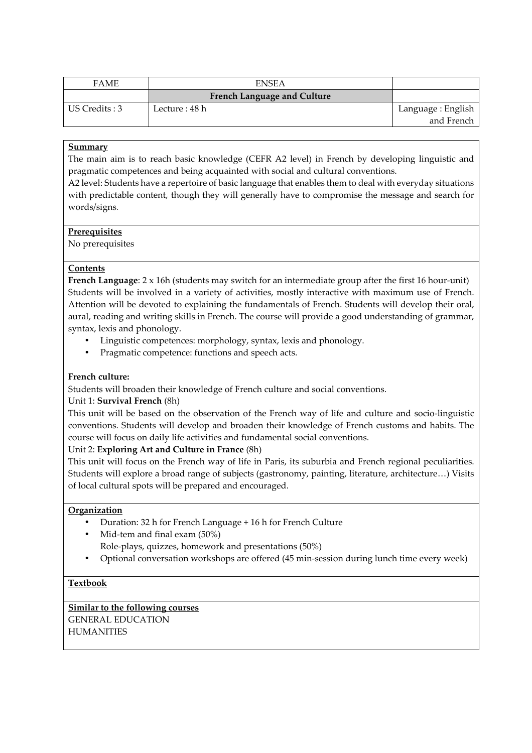| FAME | ENSEA | |
|---|---|---|
| | **French Language and Culture** | |
| US Credits : 3 | Lecture : 48 h | Language : English and French |

**Summary**

The main aim is to reach basic knowledge (CEFR A2 level) in French by developing linguistic and pragmatic competences and being acquainted with social and cultural conventions.

A2 level: Students have a repertoire of basic language that enables them to deal with everyday situations with predictable content, though they will generally have to compromise the message and search for words/signs.

**Prerequisites**

No prerequisites

**Contents**

**French Language**: 2 x 16h (students may switch for an intermediate group after the first 16 hour-unit)
Students will be involved in a variety of activities, mostly interactive with maximum use of French. Attention will be devoted to explaining the fundamentals of French. Students will develop their oral, aural, reading and writing skills in French. The course will provide a good understanding of grammar, syntax, lexis and phonology.

- Linguistic competences: morphology, syntax, lexis and phonology.
- Pragmatic competence: functions and speech acts.

**French culture:**

Students will broaden their knowledge of French culture and social conventions.

Unit 1: **Survival French** (8h)

This unit will be based on the observation of the French way of life and culture and socio-linguistic conventions. Students will develop and broaden their knowledge of French customs and habits. The course will focus on daily life activities and fundamental social conventions.

Unit 2: **Exploring Art and Culture in France** (8h)

This unit will focus on the French way of life in Paris, its suburbia and French regional peculiarities. Students will explore a broad range of subjects (gastronomy, painting, literature, architecture…) Visits of local cultural spots will be prepared and encouraged.

**Organization**

- Duration: 32 h for French Language + 16 h for French Culture
- Mid-tem and final exam (50%)
  Role-plays, quizzes, homework and presentations (50%)
- Optional conversation workshops are offered (45 min-session during lunch time every week)

**Textbook**

**Similar to the following courses**

GENERAL EDUCATION
HUMANITIES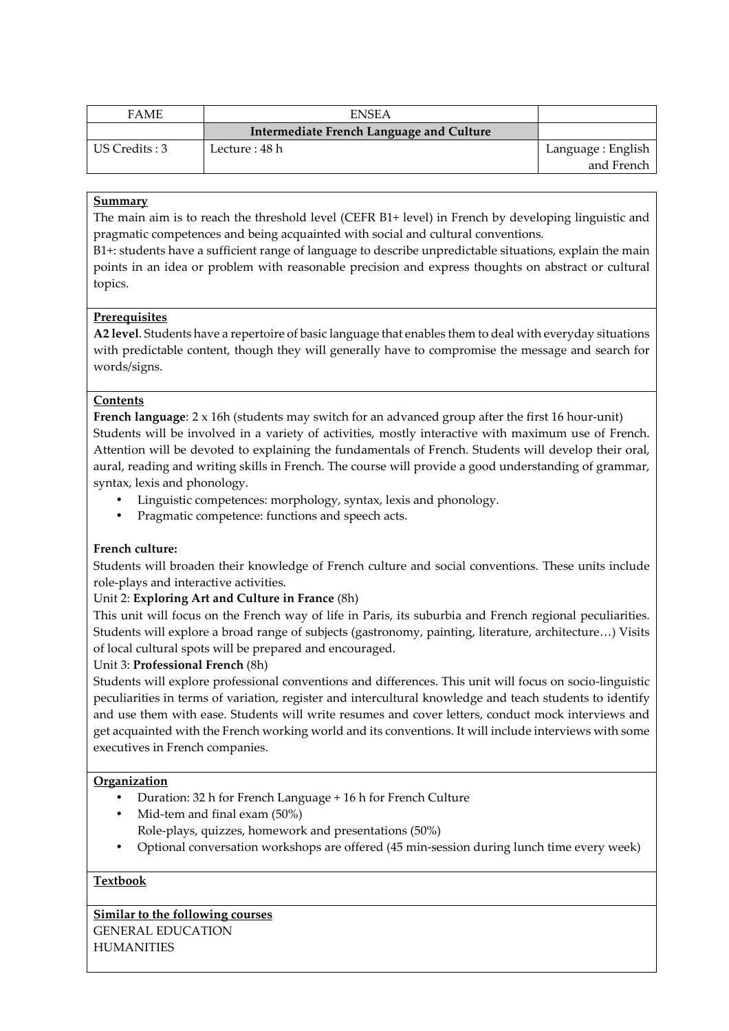| FAME | ENSEA | |
|---|---|---|
| | **Intermediate French Language and Culture** | |
| US Credits : 3 | Lecture : 48 h | Language : English and French |

**Summary**

The main aim is to reach the threshold level (CEFR B1+ level) in French by developing linguistic and pragmatic competences and being acquainted with social and cultural conventions.

B1+: students have a sufficient range of language to describe unpredictable situations, explain the main points in an idea or problem with reasonable precision and express thoughts on abstract or cultural topics.

**Prerequisites**

**A2 level**. Students have a repertoire of basic language that enables them to deal with everyday situations with predictable content, though they will generally have to compromise the message and search for words/signs.

**Contents**

**French language**: 2 x 16h (students may switch for an advanced group after the first 16 hour-unit)

Students will be involved in a variety of activities, mostly interactive with maximum use of French. Attention will be devoted to explaining the fundamentals of French. Students will develop their oral, aural, reading and writing skills in French. The course will provide a good understanding of grammar, syntax, lexis and phonology.

- Linguistic competences: morphology, syntax, lexis and phonology.
- Pragmatic competence: functions and speech acts.

**French culture:**

Students will broaden their knowledge of French culture and social conventions. These units include role-plays and interactive activities.

Unit 2: **Exploring Art and Culture in France** (8h)

This unit will focus on the French way of life in Paris, its suburbia and French regional peculiarities. Students will explore a broad range of subjects (gastronomy, painting, literature, architecture…) Visits of local cultural spots will be prepared and encouraged.

Unit 3: **Professional French** (8h)

Students will explore professional conventions and differences. This unit will focus on socio-linguistic peculiarities in terms of variation, register and intercultural knowledge and teach students to identify and use them with ease. Students will write resumes and cover letters, conduct mock interviews and get acquainted with the French working world and its conventions. It will include interviews with some executives in French companies.

**Organization**

- Duration: 32 h for French Language + 16 h for French Culture
- Mid-tem and final exam (50%)
  Role-plays, quizzes, homework and presentations (50%)
- Optional conversation workshops are offered (45 min-session during lunch time every week)

**Textbook**

**Similar to the following courses**

GENERAL EDUCATION

HUMANITIES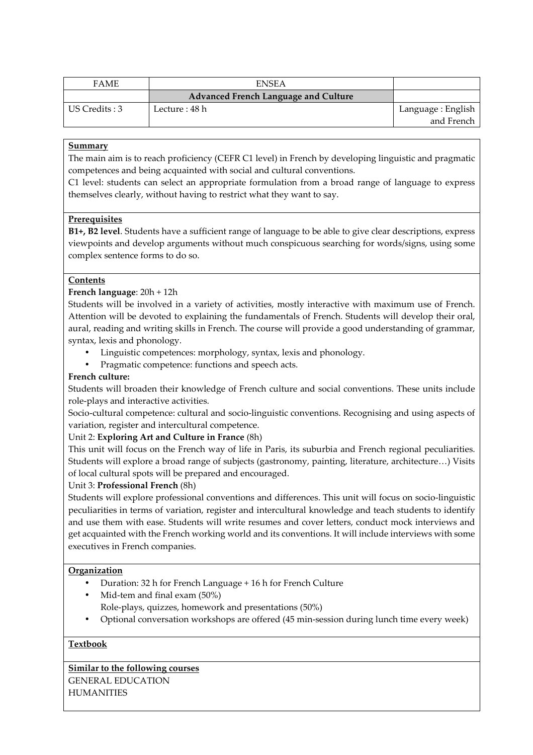| FAME | ENSEA | |
| --- | --- | --- |
| | **Advanced French Language and Culture** | |
| US Credits : 3 | Lecture : 48 h | Language : English and French |

**Summary**

The main aim is to reach proficiency (CEFR C1 level) in French by developing linguistic and pragmatic competences and being acquainted with social and cultural conventions.
C1 level: students can select an appropriate formulation from a broad range of language to express themselves clearly, without having to restrict what they want to say.

**Prerequisites**

**B1+, B2 level**. Students have a sufficient range of language to be able to give clear descriptions, express viewpoints and develop arguments without much conspicuous searching for words/signs, using some complex sentence forms to do so.

**Contents**

**French language**: 20h + 12h
Students will be involved in a variety of activities, mostly interactive with maximum use of French. Attention will be devoted to explaining the fundamentals of French. Students will develop their oral, aural, reading and writing skills in French. The course will provide a good understanding of grammar, syntax, lexis and phonology.

- Linguistic competences: morphology, syntax, lexis and phonology.
- Pragmatic competence: functions and speech acts.

**French culture:**
Students will broaden their knowledge of French culture and social conventions. These units include role-plays and interactive activities.
Socio-cultural competence: cultural and socio-linguistic conventions. Recognising and using aspects of variation, register and intercultural competence.

Unit 2: **Exploring Art and Culture in France** (8h)
This unit will focus on the French way of life in Paris, its suburbia and French regional peculiarities. Students will explore a broad range of subjects (gastronomy, painting, literature, architecture…) Visits of local cultural spots will be prepared and encouraged.

Unit 3: **Professional French** (8h)
Students will explore professional conventions and differences. This unit will focus on socio-linguistic peculiarities in terms of variation, register and intercultural knowledge and teach students to identify and use them with ease. Students will write resumes and cover letters, conduct mock interviews and get acquainted with the French working world and its conventions. It will include interviews with some executives in French companies.

**Organization**

- Duration: 32 h for French Language + 16 h for French Culture
- Mid-tem and final exam (50%)
  Role-plays, quizzes, homework and presentations (50%)
- Optional conversation workshops are offered (45 min-session during lunch time every week)

**Textbook**

**Similar to the following courses**

GENERAL EDUCATION
HUMANITIES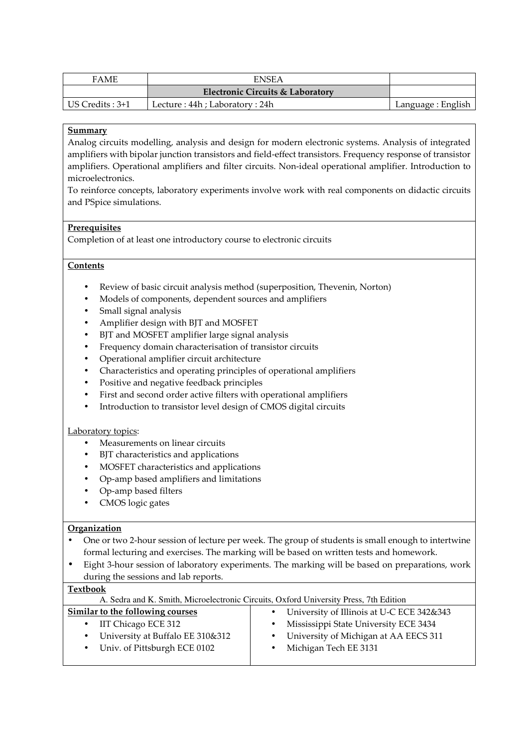| FAME | ENSEA | |
|---|---|---|
| | **Electronic Circuits & Laboratory** | |
| US Credits : 3+1 | Lecture : 44h ; Laboratory : 24h | Language : English |

**Summary**

Analog circuits modelling, analysis and design for modern electronic systems. Analysis of integrated amplifiers with bipolar junction transistors and field-effect transistors. Frequency response of transistor amplifiers. Operational amplifiers and filter circuits. Non-ideal operational amplifier. Introduction to microelectronics.

To reinforce concepts, laboratory experiments involve work with real components on didactic circuits and PSpice simulations.

**Prerequisites**

Completion of at least one introductory course to electronic circuits

**Contents**

- Review of basic circuit analysis method (superposition, Thevenin, Norton)
- Models of components, dependent sources and amplifiers
- Small signal analysis
- Amplifier design with BJT and MOSFET
- BJT and MOSFET amplifier large signal analysis
- Frequency domain characterisation of transistor circuits
- Operational amplifier circuit architecture
- Characteristics and operating principles of operational amplifiers
- Positive and negative feedback principles
- First and second order active filters with operational amplifiers
- Introduction to transistor level design of CMOS digital circuits

Laboratory topics:

- Measurements on linear circuits
- BJT characteristics and applications
- MOSFET characteristics and applications
- Op-amp based amplifiers and limitations
- Op-amp based filters
- CMOS logic gates

**Organization**

- One or two 2-hour session of lecture per week. The group of students is small enough to intertwine formal lecturing and exercises. The marking will be based on written tests and homework.
- Eight 3-hour session of laboratory experiments. The marking will be based on preparations, work during the sessions and lab reports.

**Textbook**

A. Sedra and K. Smith, Microelectronic Circuits, Oxford University Press, 7th Edition

**Similar to the following courses**

- IIT Chicago ECE 312
- University at Buffalo EE 310&312
- Univ. of Pittsburgh ECE 0102
- University of Illinois at U-C ECE 342&343
- Mississippi State University ECE 3434
- University of Michigan at AA EECS 311
- Michigan Tech EE 3131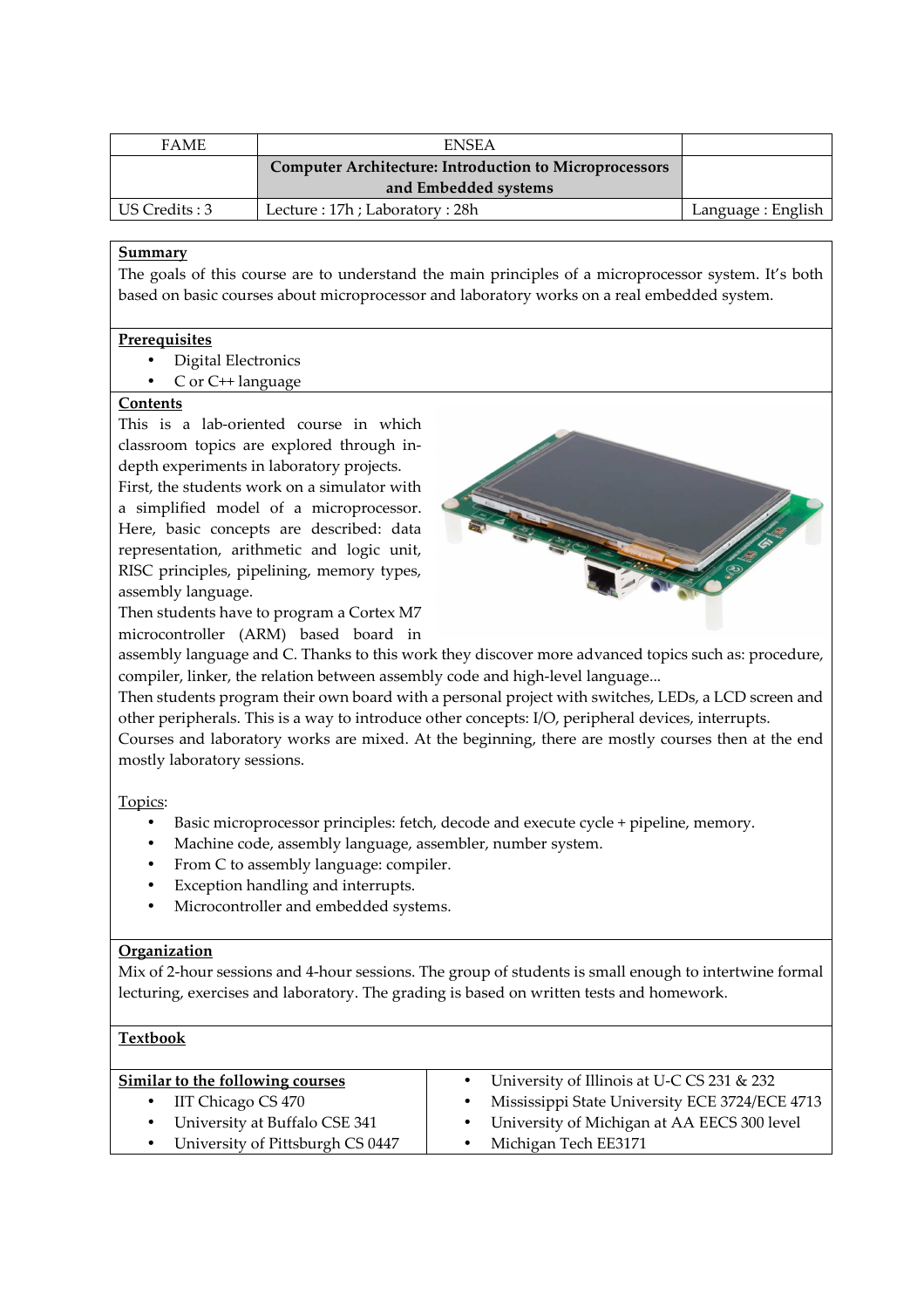| FAME | ENSEA | |
|---|---|---|
| | **Computer Architecture: Introduction to Microprocessors and Embedded systems** | |
| US Credits : 3 | Lecture : 17h ; Laboratory : 28h | Language : English |

**Summary**

The goals of this course are to understand the main principles of a microprocessor system. It's both based on basic courses about microprocessor and laboratory works on a real embedded system.

**Prerequisites**

- Digital Electronics
- C or C++ language

**Contents**

This is a lab-oriented course in which classroom topics are explored through in-depth experiments in laboratory projects.

First, the students work on a simulator with a simplified model of a microprocessor. Here, basic concepts are described: data representation, arithmetic and logic unit, RISC principles, pipelining, memory types, assembly language.

Then students have to program a Cortex M7 microcontroller (ARM) based board in assembly language and C. Thanks to this work they discover more advanced topics such as: procedure, compiler, linker, the relation between assembly code and high-level language...

Then students program their own board with a personal project with switches, LEDs, a LCD screen and other peripherals. This is a way to introduce other concepts: I/O, peripheral devices, interrupts.

Courses and laboratory works are mixed. At the beginning, there are mostly courses then at the end mostly laboratory sessions.

Topics:

- Basic microprocessor principles: fetch, decode and execute cycle + pipeline, memory.
- Machine code, assembly language, assembler, number system.
- From C to assembly language: compiler.
- Exception handling and interrupts.
- Microcontroller and embedded systems.

**Organization**

Mix of 2-hour sessions and 4-hour sessions. The group of students is small enough to intertwine formal lecturing, exercises and laboratory. The grading is based on written tests and homework.

**Textbook**

**Similar to the following courses**

- IIT Chicago CS 470
- University at Buffalo CSE 341
- University of Pittsburgh CS 0447
- University of Illinois at U-C CS 231 & 232
- Mississippi State University ECE 3724/ECE 4713
- University of Michigan at AA EECS 300 level
- Michigan Tech EE3171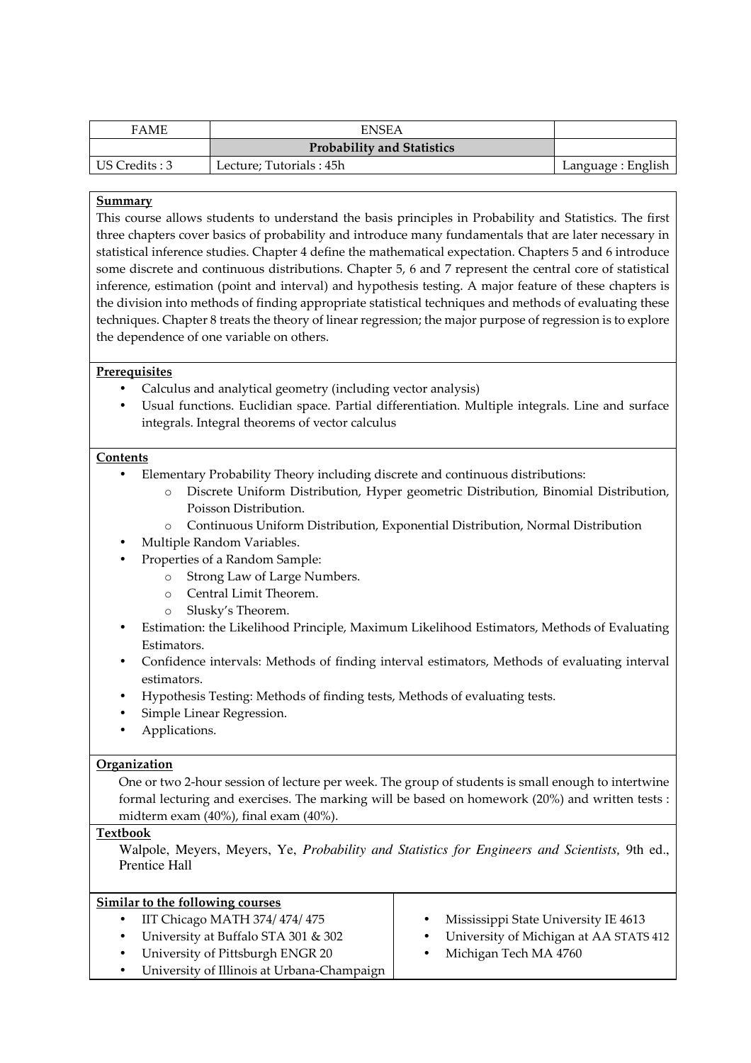| FAME | ENSEA | |
|---|---|---|
| | **Probability and Statistics** | |
| US Credits : 3 | Lecture; Tutorials : 45h | Language : English |

**Summary**

This course allows students to understand the basis principles in Probability and Statistics. The first three chapters cover basics of probability and introduce many fundamentals that are later necessary in statistical inference studies. Chapter 4 define the mathematical expectation. Chapters 5 and 6 introduce some discrete and continuous distributions. Chapter 5, 6 and 7 represent the central core of statistical inference, estimation (point and interval) and hypothesis testing. A major feature of these chapters is the division into methods of finding appropriate statistical techniques and methods of evaluating these techniques. Chapter 8 treats the theory of linear regression; the major purpose of regression is to explore the dependence of one variable on others.

**Prerequisites**

- Calculus and analytical geometry (including vector analysis)
- Usual functions. Euclidian space. Partial differentiation. Multiple integrals. Line and surface integrals. Integral theorems of vector calculus

**Contents**

- Elementary Probability Theory including discrete and continuous distributions:
  - Discrete Uniform Distribution, Hyper geometric Distribution, Binomial Distribution, Poisson Distribution.
  - Continuous Uniform Distribution, Exponential Distribution, Normal Distribution
- Multiple Random Variables.
- Properties of a Random Sample:
  - Strong Law of Large Numbers.
  - Central Limit Theorem.
  - Slusky's Theorem.
- Estimation: the Likelihood Principle, Maximum Likelihood Estimators, Methods of Evaluating Estimators.
- Confidence intervals: Methods of finding interval estimators, Methods of evaluating interval estimators.
- Hypothesis Testing: Methods of finding tests, Methods of evaluating tests.
- Simple Linear Regression.
- Applications.

**Organization**

One or two 2-hour session of lecture per week. The group of students is small enough to intertwine formal lecturing and exercises. The marking will be based on homework (20%) and written tests : midterm exam (40%), final exam (40%).

**Textbook**

Walpole, Meyers, Meyers, Ye, *Probability and Statistics for Engineers and Scientists*, 9th ed., Prentice Hall

**Similar to the following courses**

- IIT Chicago MATH 374/ 474/ 475
- University at Buffalo STA 301 & 302
- University of Pittsburgh ENGR 20
- University of Illinois at Urbana-Champaign
- Mississippi State University IE 4613
- University of Michigan at AA STATS 412
- Michigan Tech MA 4760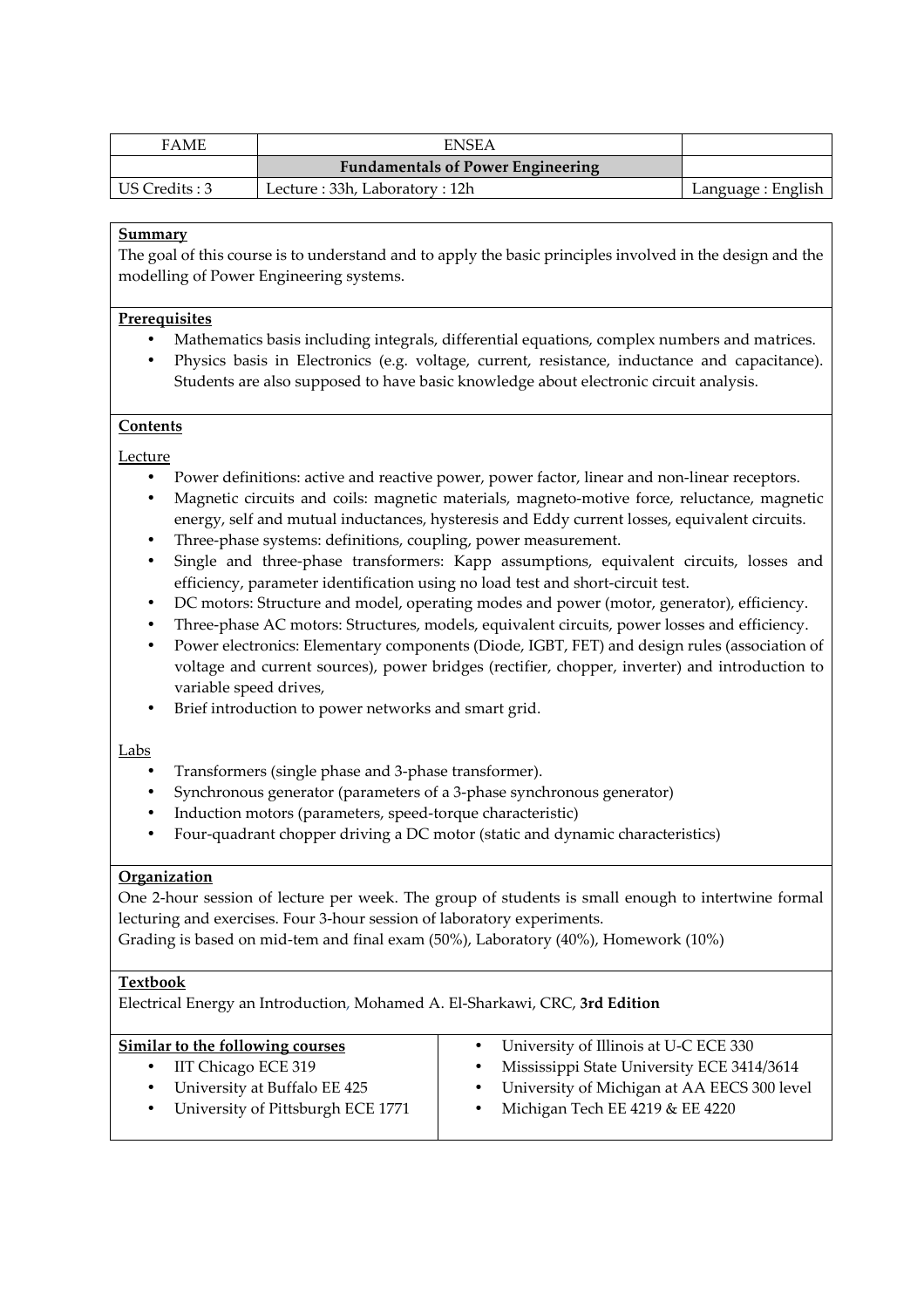| FAME | ENSEA | |
| --- | --- | --- |
| | **Fundamentals of Power Engineering** | |
| US Credits : 3 | Lecture : 33h, Laboratory : 12h | Language : English |

**Summary**

The goal of this course is to understand and to apply the basic principles involved in the design and the modelling of Power Engineering systems.

**Prerequisites**

- Mathematics basis including integrals, differential equations, complex numbers and matrices.
- Physics basis in Electronics (e.g. voltage, current, resistance, inductance and capacitance). Students are also supposed to have basic knowledge about electronic circuit analysis.

**Contents**

Lecture

- Power definitions: active and reactive power, power factor, linear and non-linear receptors.
- Magnetic circuits and coils: magnetic materials, magneto-motive force, reluctance, magnetic energy, self and mutual inductances, hysteresis and Eddy current losses, equivalent circuits.
- Three-phase systems: definitions, coupling, power measurement.
- Single and three-phase transformers: Kapp assumptions, equivalent circuits, losses and efficiency, parameter identification using no load test and short-circuit test.
- DC motors: Structure and model, operating modes and power (motor, generator), efficiency.
- Three-phase AC motors: Structures, models, equivalent circuits, power losses and efficiency.
- Power electronics: Elementary components (Diode, IGBT, FET) and design rules (association of voltage and current sources), power bridges (rectifier, chopper, inverter) and introduction to variable speed drives,
- Brief introduction to power networks and smart grid.

Labs

- Transformers (single phase and 3-phase transformer).
- Synchronous generator (parameters of a 3-phase synchronous generator)
- Induction motors (parameters, speed-torque characteristic)
- Four-quadrant chopper driving a DC motor (static and dynamic characteristics)

**Organization**

One 2-hour session of lecture per week. The group of students is small enough to intertwine formal lecturing and exercises. Four 3-hour session of laboratory experiments.
Grading is based on mid-tem and final exam (50%), Laboratory (40%), Homework (10%)

**Textbook**

Electrical Energy an Introduction, Mohamed A. El-Sharkawi, CRC, **3rd Edition**

**Similar to the following courses**

- IIT Chicago ECE 319
- University at Buffalo EE 425
- University of Pittsburgh ECE 1771
- University of Illinois at U-C ECE 330
- Mississippi State University ECE 3414/3614
- University of Michigan at AA EECS 300 level
- Michigan Tech EE 4219 & EE 4220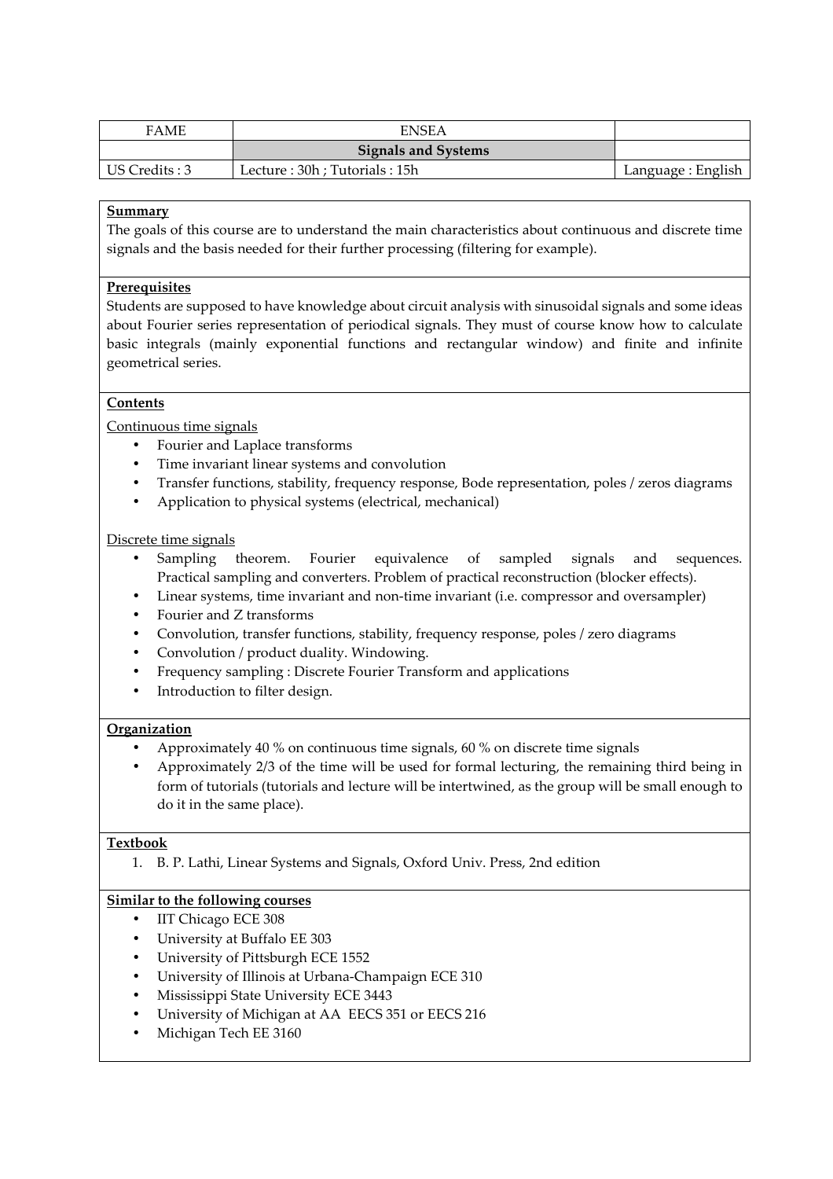| FAME | ENSEA | |
|---|---|---|
| | **Signals and Systems** | |
| US Credits : 3 | Lecture : 30h ; Tutorials : 15h | Language : English |

**Summary**

The goals of this course are to understand the main characteristics about continuous and discrete time signals and the basis needed for their further processing (filtering for example).

**Prerequisites**

Students are supposed to have knowledge about circuit analysis with sinusoidal signals and some ideas about Fourier series representation of periodical signals. They must of course know how to calculate basic integrals (mainly exponential functions and rectangular window) and finite and infinite geometrical series.

**Contents**

Continuous time signals

- Fourier and Laplace transforms
- Time invariant linear systems and convolution
- Transfer functions, stability, frequency response, Bode representation, poles / zeros diagrams
- Application to physical systems (electrical, mechanical)

Discrete time signals

- Sampling theorem. Fourier equivalence of sampled signals and sequences. Practical sampling and converters. Problem of practical reconstruction (blocker effects).
- Linear systems, time invariant and non-time invariant (i.e. compressor and oversampler)
- Fourier and Z transforms
- Convolution, transfer functions, stability, frequency response, poles / zero diagrams
- Convolution / product duality. Windowing.
- Frequency sampling : Discrete Fourier Transform and applications
- Introduction to filter design.

**Organization**

- Approximately 40 % on continuous time signals, 60 % on discrete time signals
- Approximately 2/3 of the time will be used for formal lecturing, the remaining third being in form of tutorials (tutorials and lecture will be intertwined, as the group will be small enough to do it in the same place).

**Textbook**

1. B. P. Lathi, Linear Systems and Signals, Oxford Univ. Press, 2nd edition

**Similar to the following courses**

- IIT Chicago ECE 308
- University at Buffalo EE 303
- University of Pittsburgh ECE 1552
- University of Illinois at Urbana-Champaign ECE 310
- Mississippi State University ECE 3443
- University of Michigan at AA EECS 351 or EECS 216
- Michigan Tech EE 3160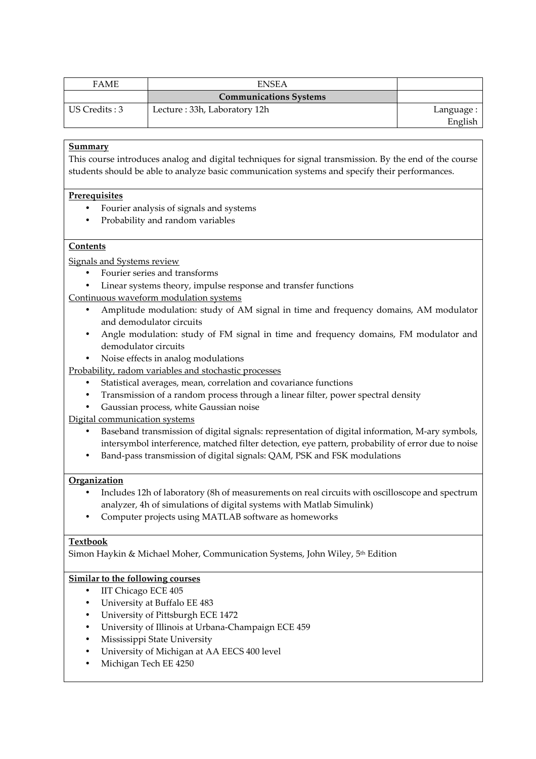| FAME | ENSEA | |
|---|---|---|
| | **Communications Systems** | |
| US Credits : 3 | Lecture : 33h, Laboratory 12h | Language : English |

**Summary**

This course introduces analog and digital techniques for signal transmission. By the end of the course students should be able to analyze basic communication systems and specify their performances.

**Prerequisites**

- Fourier analysis of signals and systems
- Probability and random variables

**Contents**

Signals and Systems review

- Fourier series and transforms
- Linear systems theory, impulse response and transfer functions

Continuous waveform modulation systems

- Amplitude modulation: study of AM signal in time and frequency domains, AM modulator and demodulator circuits
- Angle modulation: study of FM signal in time and frequency domains, FM modulator and demodulator circuits
- Noise effects in analog modulations

Probability, radom variables and stochastic processes

- Statistical averages, mean, correlation and covariance functions
- Transmission of a random process through a linear filter, power spectral density
- Gaussian process, white Gaussian noise

Digital communication systems

- Baseband transmission of digital signals: representation of digital information, M-ary symbols, intersymbol interference, matched filter detection, eye pattern, probability of error due to noise
- Band-pass transmission of digital signals: QAM, PSK and FSK modulations

**Organization**

- Includes 12h of laboratory (8h of measurements on real circuits with oscilloscope and spectrum analyzer, 4h of simulations of digital systems with Matlab Simulink)
- Computer projects using MATLAB software as homeworks

**Textbook**

Simon Haykin & Michael Moher, Communication Systems, John Wiley, 5th Edition

**Similar to the following courses**

- IIT Chicago ECE 405
- University at Buffalo EE 483
- University of Pittsburgh ECE 1472
- University of Illinois at Urbana-Champaign ECE 459
- Mississippi State University
- University of Michigan at AA EECS 400 level
- Michigan Tech EE 4250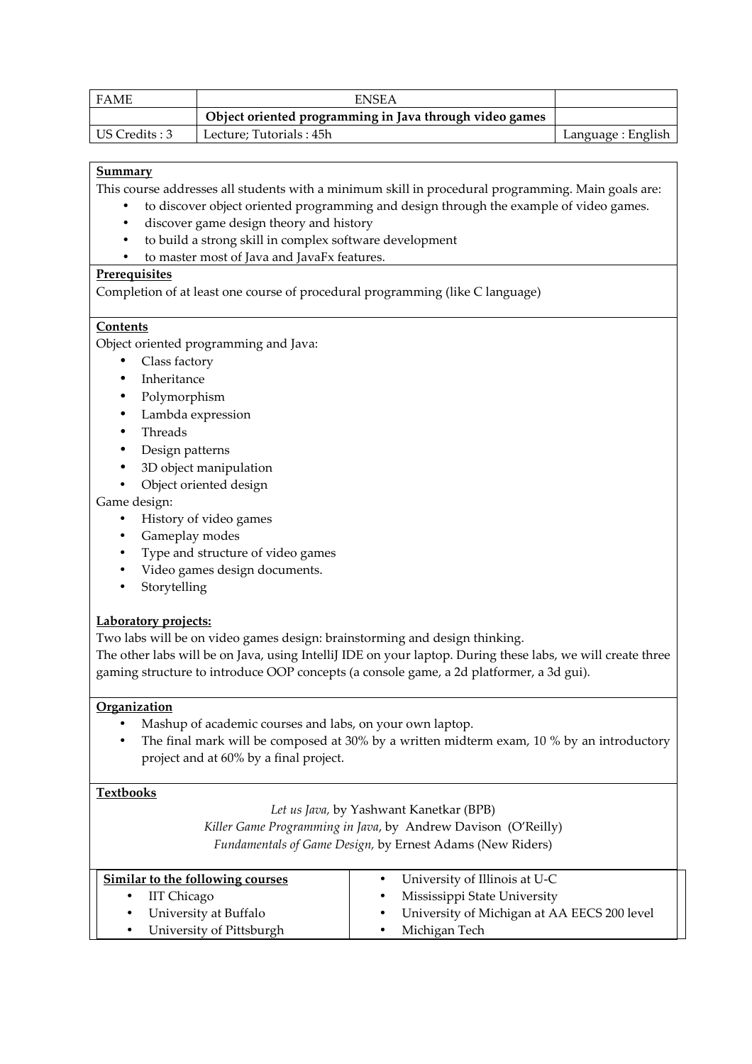| FAME | ENSEA | |
|---|---|---|
| | **Object oriented programming in Java through video games** | |
| US Credits : 3 | Lecture; Tutorials : 45h | Language : English |

**Summary**

This course addresses all students with a minimum skill in procedural programming. Main goals are:

- to discover object oriented programming and design through the example of video games.
- discover game design theory and history
- to build a strong skill in complex software development
- to master most of Java and JavaFx features.

**Prerequisites**

Completion of at least one course of procedural programming (like C language)

**Contents**

Object oriented programming and Java:

- Class factory
- Inheritance
- Polymorphism
- Lambda expression
- Threads
- Design patterns
- 3D object manipulation
- Object oriented design

Game design:

- History of video games
- Gameplay modes
- Type and structure of video games
- Video games design documents.
- Storytelling

**Laboratory projects:**

Two labs will be on video games design: brainstorming and design thinking.
The other labs will be on Java, using IntelliJ IDE on your laptop. During these labs, we will create three gaming structure to introduce OOP concepts (a console game, a 2d platformer, a 3d gui).

**Organization**

- Mashup of academic courses and labs, on your own laptop.
- The final mark will be composed at 30% by a written midterm exam, 10 % by an introductory project and at 60% by a final project.

**Textbooks**

*Let us Java,* by Yashwant Kanetkar (BPB)
*Killer Game Programming in Java*, by Andrew Davison (O'Reilly)
*Fundamentals of Game Design,* by Ernest Adams (New Riders)

**Similar to the following courses**

- IIT Chicago
- University at Buffalo
- University of Pittsburgh
- University of Illinois at U-C
- Mississippi State University
- University of Michigan at AA EECS 200 level
- Michigan Tech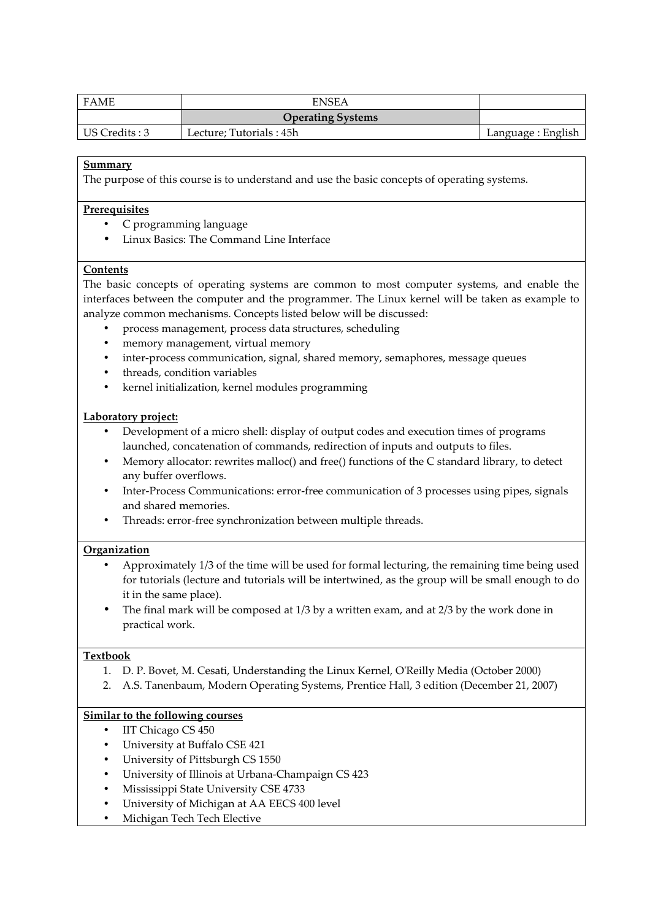| FAME | ENSEA | |
|---|---|---|
| | **Operating Systems** | |
| US Credits : 3 | Lecture; Tutorials : 45h | Language : English |

**Summary**

The purpose of this course is to understand and use the basic concepts of operating systems.

**Prerequisites**

- C programming language
- Linux Basics: The Command Line Interface

**Contents**

The basic concepts of operating systems are common to most computer systems, and enable the interfaces between the computer and the programmer. The Linux kernel will be taken as example to analyze common mechanisms. Concepts listed below will be discussed:

- process management, process data structures, scheduling
- memory management, virtual memory
- inter-process communication, signal, shared memory, semaphores, message queues
- threads, condition variables
- kernel initialization, kernel modules programming

**Laboratory project:**

- Development of a micro shell: display of output codes and execution times of programs launched, concatenation of commands, redirection of inputs and outputs to files.
- Memory allocator: rewrites malloc() and free() functions of the C standard library, to detect any buffer overflows.
- Inter-Process Communications: error-free communication of 3 processes using pipes, signals and shared memories.
- Threads: error-free synchronization between multiple threads.

**Organization**

- Approximately 1/3 of the time will be used for formal lecturing, the remaining time being used for tutorials (lecture and tutorials will be intertwined, as the group will be small enough to do it in the same place).
- The final mark will be composed at 1/3 by a written exam, and at 2/3 by the work done in practical work.

**Textbook**

1. D. P. Bovet, M. Cesati, Understanding the Linux Kernel, O'Reilly Media (October 2000)
2. A.S. Tanenbaum, Modern Operating Systems, Prentice Hall, 3 edition (December 21, 2007)

**Similar to the following courses**

- IIT Chicago CS 450
- University at Buffalo CSE 421
- University of Pittsburgh CS 1550
- University of Illinois at Urbana-Champaign CS 423
- Mississippi State University CSE 4733
- University of Michigan at AA EECS 400 level
- Michigan Tech Tech Elective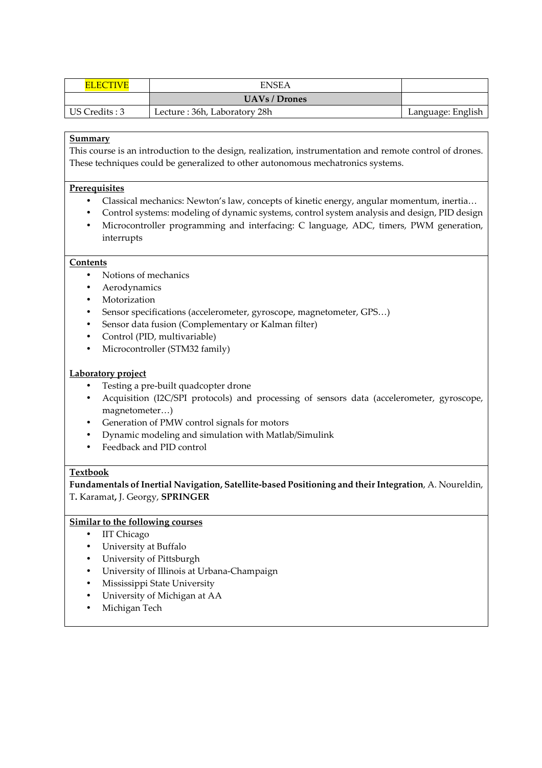| ELECTIVE | ENSEA | |
|---|---|---|
| | **UAVs / Drones** | |
| US Credits : 3 | Lecture : 36h, Laboratory 28h | Language: English |

**Summary**

This course is an introduction to the design, realization, instrumentation and remote control of drones. These techniques could be generalized to other autonomous mechatronics systems.

**Prerequisites**

- Classical mechanics: Newton's law, concepts of kinetic energy, angular momentum, inertia…
- Control systems: modeling of dynamic systems, control system analysis and design, PID design
- Microcontroller programming and interfacing: C language, ADC, timers, PWM generation, interrupts

**Contents**

- Notions of mechanics
- Aerodynamics
- Motorization
- Sensor specifications (accelerometer, gyroscope, magnetometer, GPS…)
- Sensor data fusion (Complementary or Kalman filter)
- Control (PID, multivariable)
- Microcontroller (STM32 family)

**Laboratory project**

- Testing a pre-built quadcopter drone
- Acquisition (I2C/SPI protocols) and processing of sensors data (accelerometer, gyroscope, magnetometer…)
- Generation of PMW control signals for motors
- Dynamic modeling and simulation with Matlab/Simulink
- Feedback and PID control

**Textbook**

**Fundamentals of Inertial Navigation, Satellite-based Positioning and their Integration**, A. Noureldin, T**.** Karamat**,** J. Georgy, **SPRINGER**

**Similar to the following courses**

- IIT Chicago
- University at Buffalo
- University of Pittsburgh
- University of Illinois at Urbana-Champaign
- Mississippi State University
- University of Michigan at AA
- Michigan Tech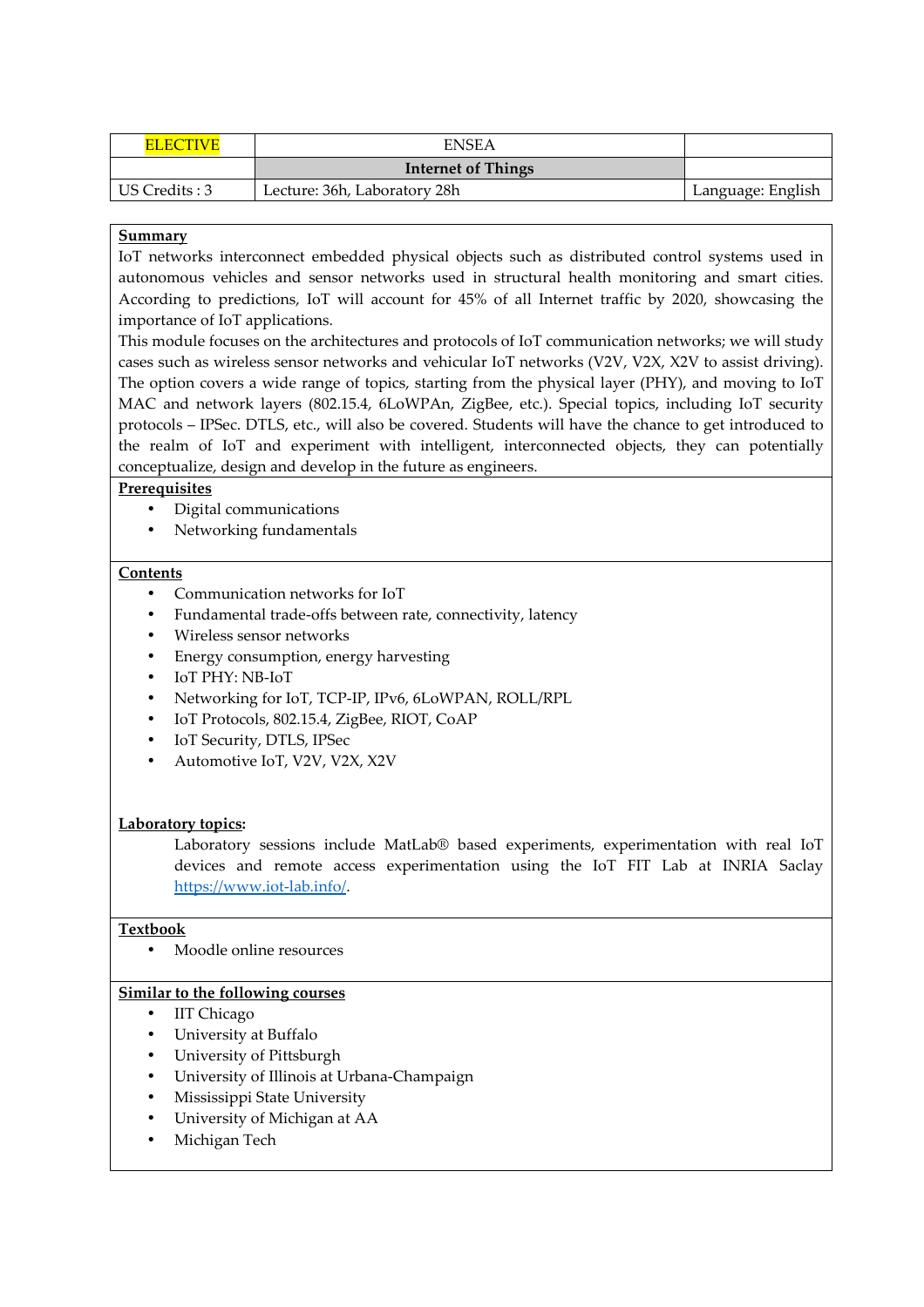| ELECTIVE | ENSEA | |
|---|---|---|
| | **Internet of Things** | |
| US Credits : 3 | Lecture: 36h, Laboratory 28h | Language: English |

**Summary**

IoT networks interconnect embedded physical objects such as distributed control systems used in autonomous vehicles and sensor networks used in structural health monitoring and smart cities. According to predictions, IoT will account for 45% of all Internet traffic by 2020, showcasing the importance of IoT applications.

This module focuses on the architectures and protocols of IoT communication networks; we will study cases such as wireless sensor networks and vehicular IoT networks (V2V, V2X, X2V to assist driving). The option covers a wide range of topics, starting from the physical layer (PHY), and moving to IoT MAC and network layers (802.15.4, 6LoWPAn, ZigBee, etc.). Special topics, including IoT security protocols – IPSec. DTLS, etc., will also be covered. Students will have the chance to get introduced to the realm of IoT and experiment with intelligent, interconnected objects, they can potentially conceptualize, design and develop in the future as engineers.

**Prerequisites**

- Digital communications
- Networking fundamentals

**Contents**

- Communication networks for IoT
- Fundamental trade-offs between rate, connectivity, latency
- Wireless sensor networks
- Energy consumption, energy harvesting
- IoT PHY: NB-IoT
- Networking for IoT, TCP-IP, IPv6, 6LoWPAN, ROLL/RPL
- IoT Protocols, 802.15.4, ZigBee, RIOT, CoAP
- IoT Security, DTLS, IPSec
- Automotive IoT, V2V, V2X, X2V

**Laboratory topics:**

Laboratory sessions include MatLab® based experiments, experimentation with real IoT devices and remote access experimentation using the IoT FIT Lab at INRIA Saclay https://www.iot-lab.info/.

**Textbook**

- Moodle online resources

**Similar to the following courses**

- IIT Chicago
- University at Buffalo
- University of Pittsburgh
- University of Illinois at Urbana-Champaign
- Mississippi State University
- University of Michigan at AA
- Michigan Tech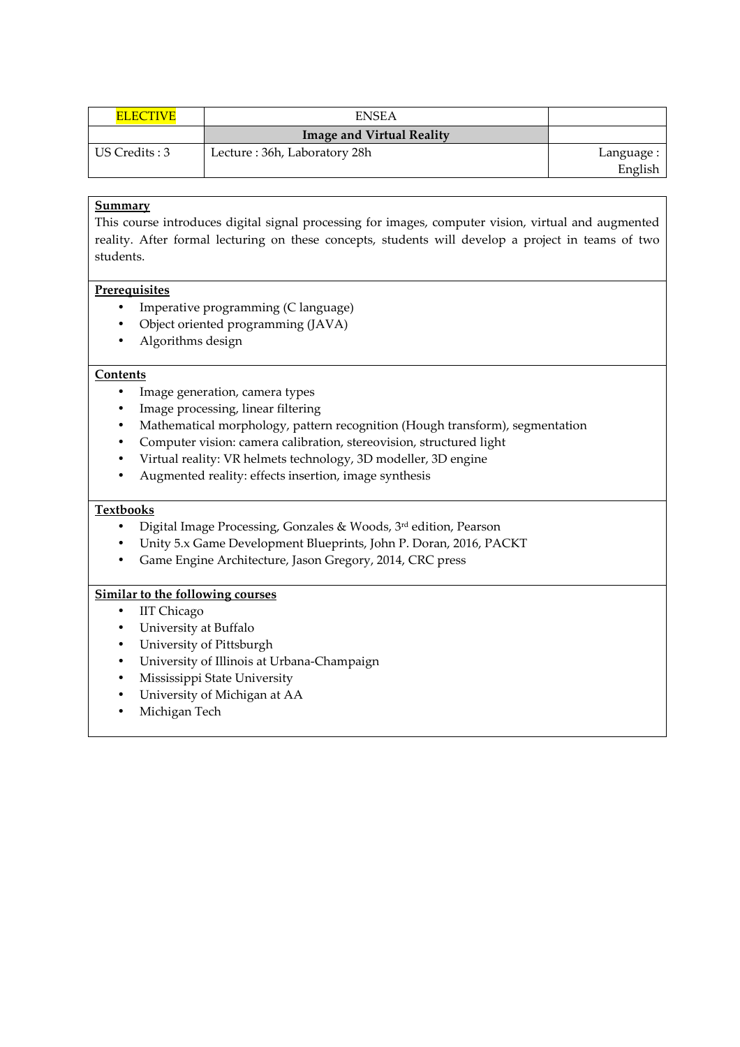| ELECTIVE | ENSEA | |
|---|---|---|
| | **Image and Virtual Reality** | |
| US Credits : 3 | Lecture : 36h, Laboratory 28h | Language : English |

**Summary**

This course introduces digital signal processing for images, computer vision, virtual and augmented reality. After formal lecturing on these concepts, students will develop a project in teams of two students.

**Prerequisites**

- Imperative programming (C language)
- Object oriented programming (JAVA)
- Algorithms design

**Contents**

- Image generation, camera types
- Image processing, linear filtering
- Mathematical morphology, pattern recognition (Hough transform), segmentation
- Computer vision: camera calibration, stereovision, structured light
- Virtual reality: VR helmets technology, 3D modeller, 3D engine
- Augmented reality: effects insertion, image synthesis

**Textbooks**

- Digital Image Processing, Gonzales & Woods, 3rd edition, Pearson
- Unity 5.x Game Development Blueprints, John P. Doran, 2016, PACKT
- Game Engine Architecture, Jason Gregory, 2014, CRC press

**Similar to the following courses**

- IIT Chicago
- University at Buffalo
- University of Pittsburgh
- University of Illinois at Urbana-Champaign
- Mississippi State University
- University of Michigan at AA
- Michigan Tech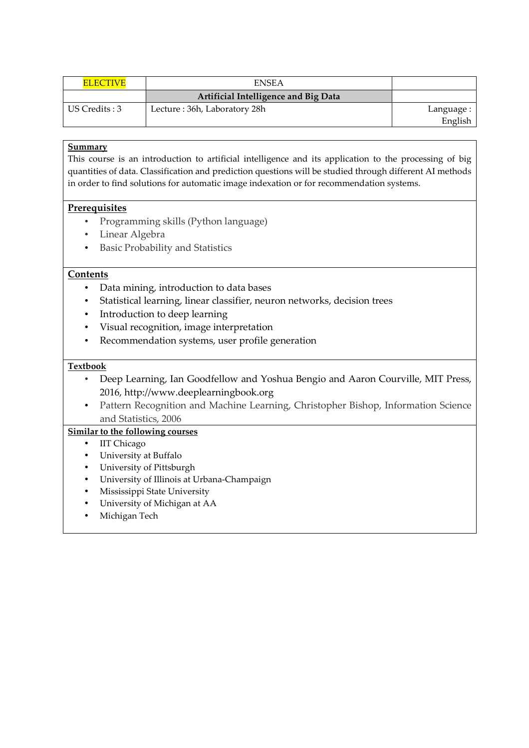| ELECTIVE | ENSEA | |
|---|---|---|
| | **Artificial Intelligence and Big Data** | |
| US Credits : 3 | Lecture : 36h, Laboratory 28h | Language : English |

**Summary**

This course is an introduction to artificial intelligence and its application to the processing of big quantities of data. Classification and prediction questions will be studied through different AI methods in order to find solutions for automatic image indexation or for recommendation systems.

**Prerequisites**

- Programming skills (Python language)
- Linear Algebra
- Basic Probability and Statistics

**Contents**

- Data mining, introduction to data bases
- Statistical learning, linear classifier, neuron networks, decision trees
- Introduction to deep learning
- Visual recognition, image interpretation
- Recommendation systems, user profile generation

**Textbook**

- Deep Learning, Ian Goodfellow and Yoshua Bengio and Aaron Courville, MIT Press, 2016, http://www.deeplearningbook.org
- Pattern Recognition and Machine Learning, Christopher Bishop, Information Science and Statistics, 2006

**Similar to the following courses**

- IIT Chicago
- University at Buffalo
- University of Pittsburgh
- University of Illinois at Urbana-Champaign
- Mississippi State University
- University of Michigan at AA
- Michigan Tech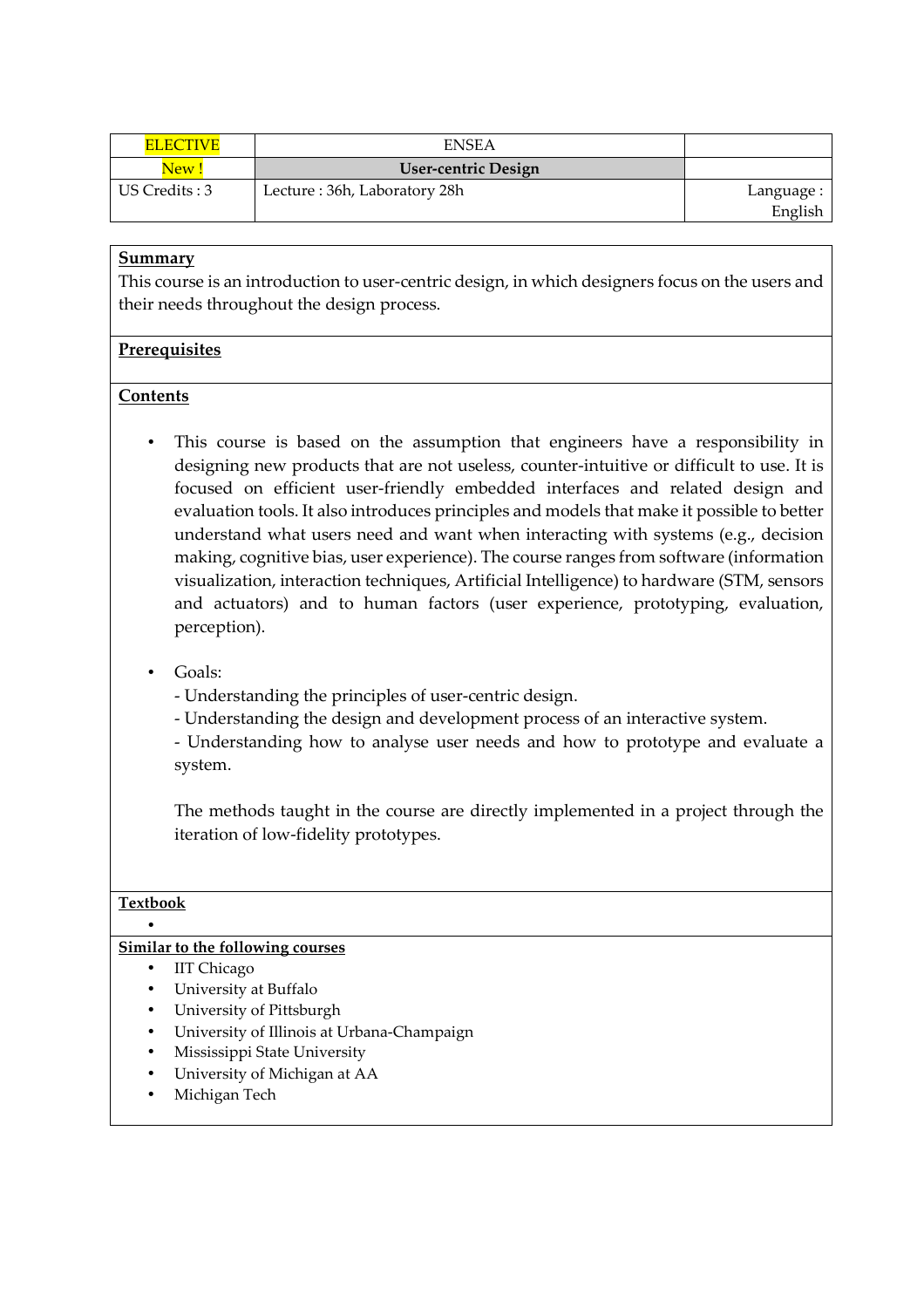| | | |
|---|---|---|
| ELECTIVE | ENSEA | |
| New ! | **User-centric Design** | |
| US Credits : 3 | Lecture : 36h, Laboratory 28h | Language : English |

**Summary**

This course is an introduction to user-centric design, in which designers focus on the users and their needs throughout the design process.

**Prerequisites**

**Contents**

- This course is based on the assumption that engineers have a responsibility in designing new products that are not useless, counter-intuitive or difficult to use. It is focused on efficient user-friendly embedded interfaces and related design and evaluation tools. It also introduces principles and models that make it possible to better understand what users need and want when interacting with systems (e.g., decision making, cognitive bias, user experience). The course ranges from software (information visualization, interaction techniques, Artificial Intelligence) to hardware (STM, sensors and actuators) and to human factors (user experience, prototyping, evaluation, perception).

- Goals:
  - Understanding the principles of user-centric design.
  - Understanding the design and development process of an interactive system.
  - Understanding how to analyse user needs and how to prototype and evaluate a system.

  The methods taught in the course are directly implemented in a project through the iteration of low-fidelity prototypes.

**Textbook**

-

**Similar to the following courses**

- IIT Chicago
- University at Buffalo
- University of Pittsburgh
- University of Illinois at Urbana-Champaign
- Mississippi State University
- University of Michigan at AA
- Michigan Tech